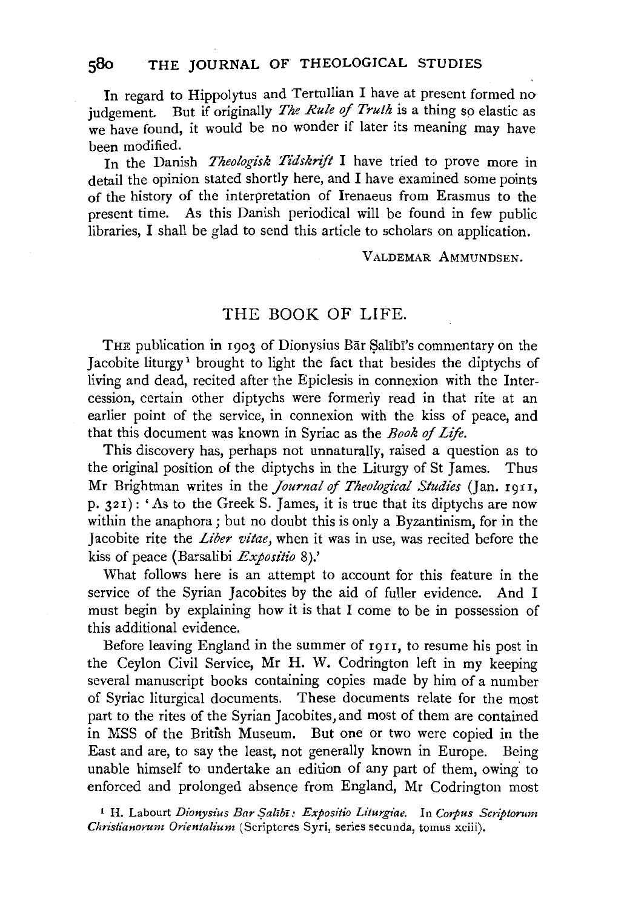In regard to Hippolytus and Tertullian I have at present formed no judgement. But if originally *The Rule of Truth* is a thing so elastic as we have found, it would be no wonder if later its meaning may have been modified.

In the Danish *Theologisk Tidskrift* I have tried to prove more in detail the opinion stated shortly here, and I have examined some points of the history of the interpretation of Irenaeus from Erasmus to the present time. As this Danish periodical will be found in few public libraries, I shall be glad to send this article to scholars on application.

VALDEMAR AMMUNDSEN.

## THE BOOK OF LIFE.

THE publication in 1903 of Dionysius Bār Ṣalībī's commentary on the Jacobite liturgy[1] brought to light the fact that besides the diptychs of living and dead, recited after the Epiclesis in connexion with the Intercession, certain other diptychs were formerly read in that rite at an earlier point of the service, in connexion with the kiss of peace, and that this document was known in Syriac as the *Book of Life*.

This discovery has, perhaps not unnaturally, raised a question as to the original position of the diptychs in the Liturgy of St James. Thus Mr Brightman writes in the *Journal of Theological Studies* (Jan. 1911, p. 321): 'As to the Greek S. James, it is true that its diptychs are now within the anaphora; but no doubt this is only a Byzantinism, for in the Jacobite rite the *Liber vitae*, when it was in use, was recited before the kiss of peace (Barsalibi *Expositio* 8).'

What follows here is an attempt to account for this feature in the service of the Syrian Jacobites by the aid of fuller evidence. And I must begin by explaining how it is that I come to be in possession of this additional evidence.

Before leaving England in the summer of 1911, to resume his post in the Ceylon Civil Service, Mr H. W. Codrington left in my keeping several manuscript books containing copies made by him of a number of Syriac liturgical documents. These documents relate for the most part to the rites of the Syrian Jacobites, and most of them are contained in MSS of the British Museum. But one or two were copied in the East and are, to say the least, not generally known in Europe. Being unable himself to undertake an edition of any part of them, owing to enforced and prolonged absence from England, Mr Codrington most

[1] H. Labourt *Dionysius Bar Ṣalībī: Expositio Liturgiae.* In *Corpus Scriptorum Christianorum Orientalium* (Scriptores Syri, series secunda, tomus xciii).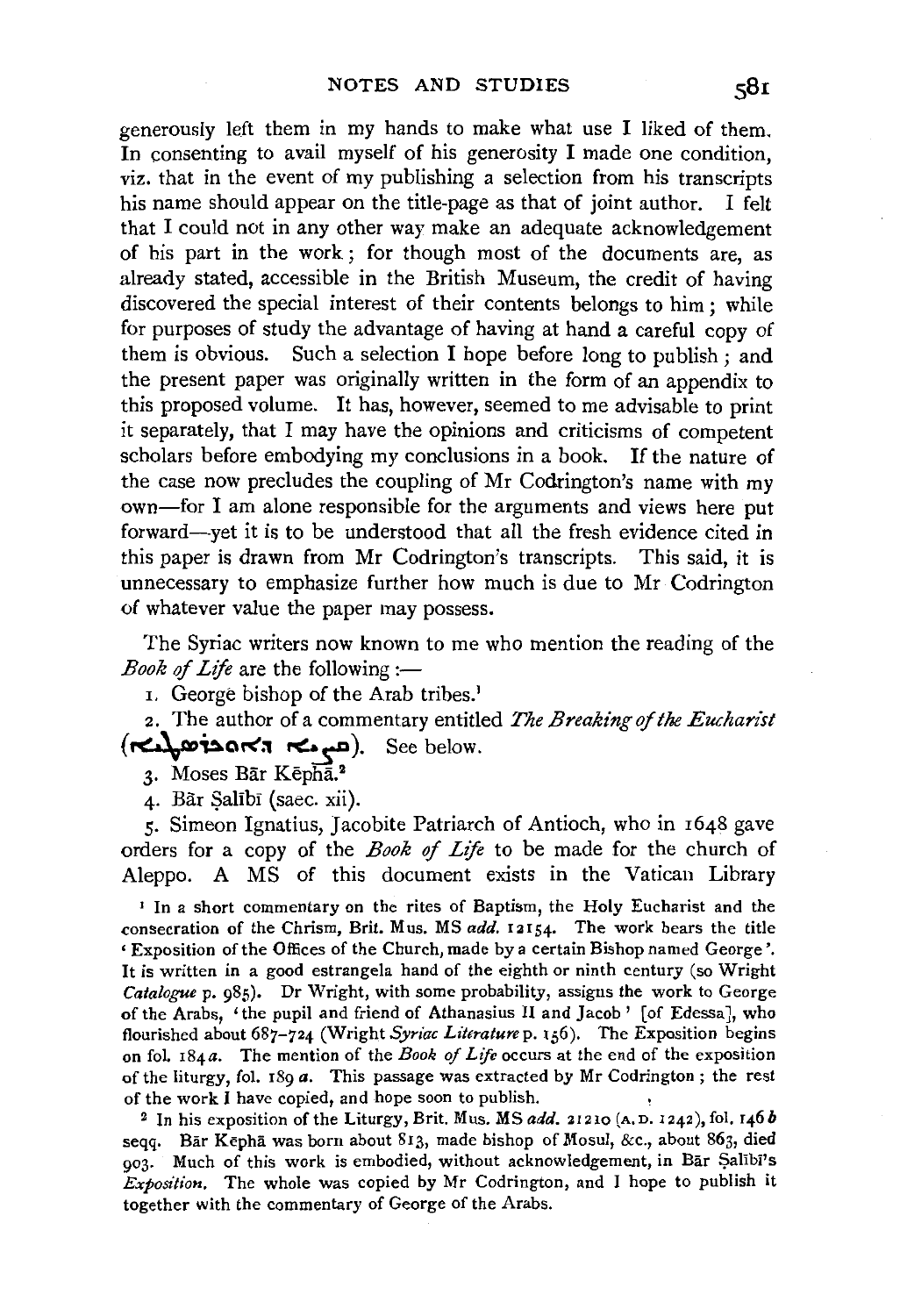generously left them in my hands to make what use I liked of them. In consenting to avail myself of his generosity I made one condition, viz. that in the event of my publishing a selection from his transcripts his name should appear on the title-page as that of joint author. I felt that I could not in any other way make an adequate acknowledgement of his part in the work; for though most of the documents are, as already stated, accessible in the British Museum, the credit of having discovered the special interest of their contents belongs to him; while for purposes of study the advantage of having at hand a careful copy of them is obvious. Such a selection I hope before long to publish; and the present paper was originally written in the form of an appendix to this proposed volume. It has, however, seemed to me advisable to print it separately, that I may have the opinions and criticisms of competent scholars before embodying my conclusions in a book. If the nature of the case now precludes the coupling of Mr Codrington's name with my own—for I am alone responsible for the arguments and views here put forward—yet it is to be understood that all the fresh evidence cited in this paper is drawn from Mr Codrington's transcripts. This said, it is unnecessary to emphasize further how much is due to Mr Codrington of whatever value the paper may possess.

The Syriac writers now known to me who mention the reading of the *Book of Life* are the following:—

1. George bishop of the Arab tribes.[1]
2. The author of a commentary entitled *The Breaking of the Eucharist* (ܩܨܝܐ ܕܐܘܟܪܝܣܛܝܐ). See below.
3. Moses Bār Kēphā.[2]
4. Bār Ṣalībī (saec. xii).
5. Simeon Ignatius, Jacobite Patriarch of Antioch, who in 1648 gave orders for a copy of the *Book of Life* to be made for the church of Aleppo. A MS of this document exists in the Vatican Library

[1] In a short commentary on the rites of Baptism, the Holy Eucharist and the consecration of the Chrism, Brit. Mus. MS *add.* 12154. The work bears the title 'Exposition of the Offices of the Church, made by a certain Bishop named George'. It is written in a good estrangela hand of the eighth or ninth century (so Wright *Catalogue* p. 985). Dr Wright, with some probability, assigns the work to George of the Arabs, 'the pupil and friend of Athanasius II and Jacob' [of Edessa], who flourished about 687–724 (Wright *Syriac Literature* p. 156). The Exposition begins on fol. 184 *a*. The mention of the *Book of Life* occurs at the end of the exposition of the liturgy, fol. 189 *a*. This passage was extracted by Mr Codrington; the rest of the work I have copied, and hope soon to publish.

[2] In his exposition of the Liturgy, Brit. Mus. MS *add.* 21210 (A.D. 1242), fol. 146 *b* seqq. Bār Kēphā was born about 813, made bishop of Mosul, &c., about 863, died 903. Much of this work is embodied, without acknowledgement, in Bār Ṣalībī's *Exposition*. The whole was copied by Mr Codrington, and I hope to publish it together with the commentary of George of the Arabs.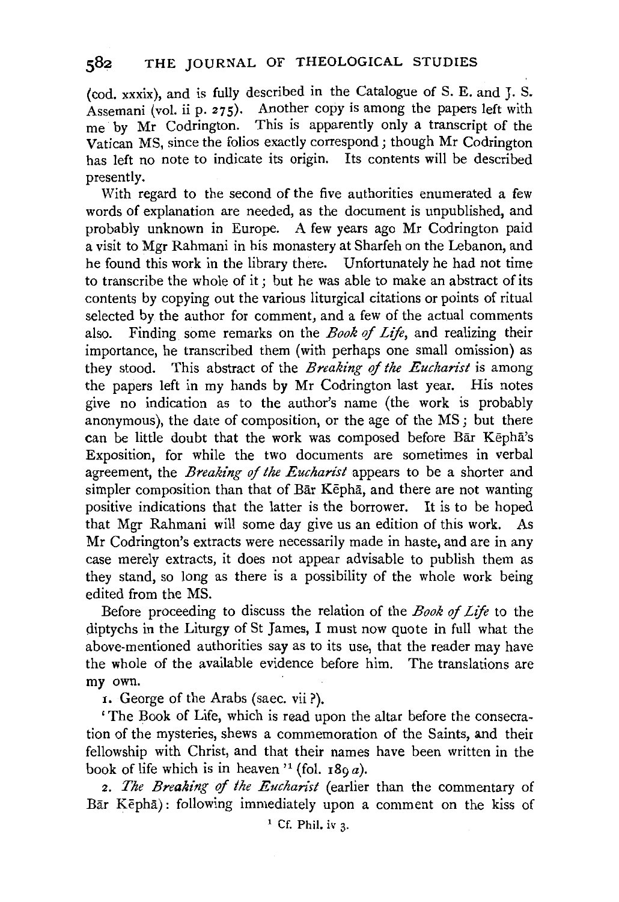(cod. xxxix), and is fully described in the Catalogue of S. E. and J. S. Assemani (vol. ii p. 275). Another copy is among the papers left with me by Mr Codrington. This is apparently only a transcript of the Vatican MS, since the folios exactly correspond; though Mr Codrington has left no note to indicate its origin. Its contents will be described presently.

With regard to the second of the five authorities enumerated a few words of explanation are needed, as the document is unpublished, and probably unknown in Europe. A few years ago Mr Codrington paid a visit to Mgr Rahmani in his monastery at Sharfeh on the Lebanon, and he found this work in the library there. Unfortunately he had not time to transcribe the whole of it; but he was able to make an abstract of its contents by copying out the various liturgical citations or points of ritual selected by the author for comment, and a few of the actual comments also. Finding some remarks on the *Book of Life*, and realizing their importance, he transcribed them (with perhaps one small omission) as they stood. This abstract of the *Breaking of the Eucharist* is among the papers left in my hands by Mr Codrington last year. His notes give no indication as to the author's name (the work is probably anonymous), the date of composition, or the age of the MS; but there can be little doubt that the work was composed before Bār Kēphā's Exposition, for while the two documents are sometimes in verbal agreement, the *Breaking of the Eucharist* appears to be a shorter and simpler composition than that of Bār Kēphā, and there are not wanting positive indications that the latter is the borrower. It is to be hoped that Mgr Rahmani will some day give us an edition of this work. As Mr Codrington's extracts were necessarily made in haste, and are in any case merely extracts, it does not appear advisable to publish them as they stand, so long as there is a possibility of the whole work being edited from the MS.

Before proceeding to discuss the relation of the *Book of Life* to the diptychs in the Liturgy of St James, I must now quote in full what the above-mentioned authorities say as to its use, that the reader may have the whole of the available evidence before him. The translations are my own.

1. George of the Arabs (saec. vii ?).

'The Book of Life, which is read upon the altar before the consecration of the mysteries, shews a commemoration of the Saints, and their fellowship with Christ, and that their names have been written in the book of life which is in heaven '[1] (fol. 189 *a*).

2. *The Breaking of the Eucharist* (earlier than the commentary of Bār Kēphā): following immediately upon a comment on the kiss of

[1] Cf. Phil. iv 3.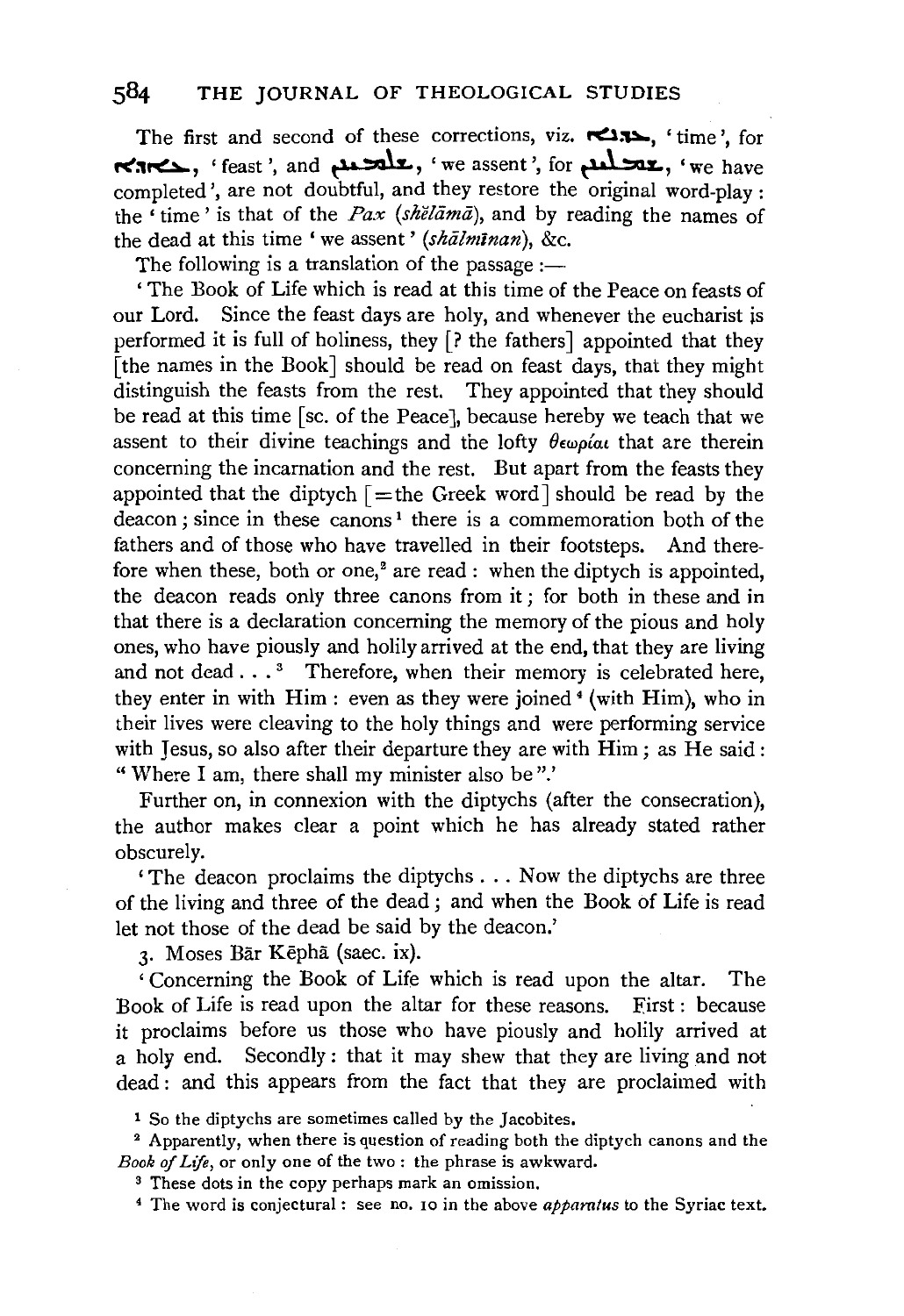The first and second of these corrections, viz. ܥܕܢܐ, 'time', for ܥܐܕܐ, 'feast', and ܫܠܡܝܢܢ, 'we assent', for ܫܠܡܝܢܢ, 'we have completed', are not doubtful, and they restore the original word-play: the 'time' is that of the *Pax* (*shĕlāmā*), and by reading the names of the dead at this time 'we assent' (*shālmīnan*), &c.

The following is a translation of the passage:—

'The Book of Life which is read at this time of the Peace on feasts of our Lord. Since the feast days are holy, and whenever the eucharist is performed it is full of holiness, they [? the fathers] appointed that they [the names in the Book] should be read on feast days, that they might distinguish the feasts from the rest. They appointed that they should be read at this time [sc. of the Peace], because hereby we teach that we assent to their divine teachings and the lofty θεωρίαι that are therein concerning the incarnation and the rest. But apart from the feasts they appointed that the diptych [= the Greek word] should be read by the deacon; since in these canons[1] there is a commemoration both of the fathers and of those who have travelled in their footsteps. And therefore when these, both or one,[2] are read: when the diptych is appointed, the deacon reads only three canons from it; for both in these and in that there is a declaration concerning the memory of the pious and holy ones, who have piously and holily arrived at the end, that they are living and not dead . . .[3] Therefore, when their memory is celebrated here, they enter in with Him: even as they were joined[4] (with Him), who in their lives were cleaving to the holy things and were performing service with Jesus, so also after their departure they are with Him; as He said: "Where I am, there shall my minister also be".'

Further on, in connexion with the diptychs (after the consecration), the author makes clear a point which he has already stated rather obscurely.

'The deacon proclaims the diptychs . . . Now the diptychs are three of the living and three of the dead; and when the Book of Life is read let not those of the dead be said by the deacon.'

3. Moses Bār Kēphā (saec. ix).

'Concerning the Book of Life which is read upon the altar. The Book of Life is read upon the altar for these reasons. First: because it proclaims before us those who have piously and holily arrived at a holy end. Secondly: that it may shew that they are living and not dead: and this appears from the fact that they are proclaimed with

[1] So the diptychs are sometimes called by the Jacobites.

[2] Apparently, when there is question of reading both the diptych canons and the *Book of Life*, or only one of the two: the phrase is awkward.

[3] These dots in the copy perhaps mark an omission.

[4] The word is conjectural: see no. 10 in the above *apparatus* to the Syriac text.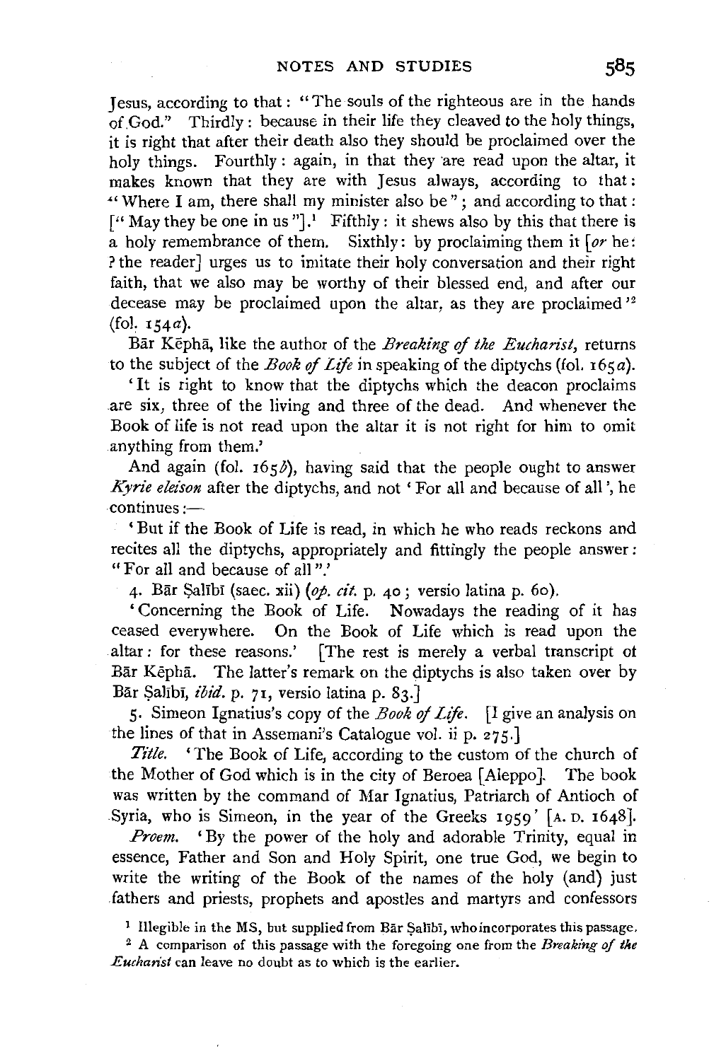Jesus, according to that: "The souls of the righteous are in the hands of God." Thirdly: because in their life they cleaved to the holy things, it is right that after their death also they should be proclaimed over the holy things. Fourthly: again, in that they are read upon the altar, it makes known that they are with Jesus always, according to that: "Where I am, there shall my minister also be"; and according to that: ["May they be one in us"].[1] Fifthly: it shews also by this that there is a holy remembrance of them. Sixthly: by proclaiming them it [*or* he: ? the reader] urges us to imitate their holy conversation and their right faith, that we also may be worthy of their blessed end, and after our decease may be proclaimed upon the altar, as they are proclaimed'[2] (fol. 154*a*).

Bār Kēphā, like the author of the *Breaking of the Eucharist*, returns to the subject of the *Book of Life* in speaking of the diptychs (fol. 165*a*).

'It is right to know that the diptychs which the deacon proclaims are six, three of the living and three of the dead. And whenever the Book of life is not read upon the altar it is not right for him to omit anything from them.'

And again (fol. 165*b*), having said that the people ought to answer *Kyrie eleison* after the diptychs, and not 'For all and because of all', he continues:—

'But if the Book of Life is read, in which he who reads reckons and recites all the diptychs, appropriately and fittingly the people answer: "For all and because of all".'

4. Bār Ṣalībī (saec. xii) (*op. cit.* p. 40; versio latina p. 60).

'Concerning the Book of Life. Nowadays the reading of it has ceased everywhere. On the Book of Life which is read upon the altar: for these reasons.' [The rest is merely a verbal transcript of Bār Kēphā. The latter's remark on the diptychs is also taken over by Bār Ṣalībī, *ibid.* p. 71, versio latina p. 83.]

5. Simeon Ignatius's copy of the *Book of Life*. [I give an analysis on the lines of that in Assemani's Catalogue vol. ii p. 275.]

*Title.* 'The Book of Life, according to the custom of the church of the Mother of God which is in the city of Beroea [Aleppo]. The book was written by the command of Mar Ignatius, Patriarch of Antioch of Syria, who is Simeon, in the year of the Greeks 1959' [A. D. 1648].

*Proem.* 'By the power of the holy and adorable Trinity, equal in essence, Father and Son and Holy Spirit, one true God, we begin to write the writing of the Book of the names of the holy (and) just fathers and priests, prophets and apostles and martyrs and confessors

[1] Illegible in the MS, but supplied from Bār Ṣalībī, who incorporates this passage.

[2] A comparison of this passage with the foregoing one from the *Breaking of the Eucharist* can leave no doubt as to which is the earlier.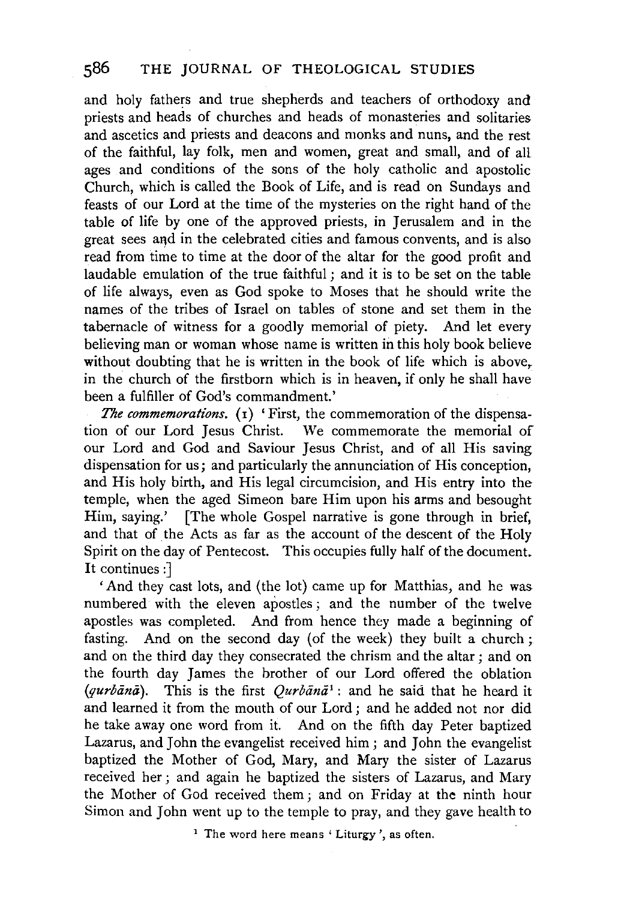and holy fathers and true shepherds and teachers of orthodoxy and priests and heads of churches and heads of monasteries and solitaries and ascetics and priests and deacons and monks and nuns, and the rest of the faithful, lay folk, men and women, great and small, and of all ages and conditions of the sons of the holy catholic and apostolic Church, which is called the Book of Life, and is read on Sundays and feasts of our Lord at the time of the mysteries on the right hand of the table of life by one of the approved priests, in Jerusalem and in the great sees and in the celebrated cities and famous convents, and is also read from time to time at the door of the altar for the good profit and laudable emulation of the true faithful; and it is to be set on the table of life always, even as God spoke to Moses that he should write the names of the tribes of Israel on tables of stone and set them in the tabernacle of witness for a goodly memorial of piety. And let every believing man or woman whose name is written in this holy book believe without doubting that he is written in the book of life which is above, in the church of the firstborn which is in heaven, if only he shall have been a fulfiller of God's commandment.'

*The commemorations.* (1) 'First, the commemoration of the dispensation of our Lord Jesus Christ. We commemorate the memorial of our Lord and God and Saviour Jesus Christ, and of all His saving dispensation for us; and particularly the annunciation of His conception, and His holy birth, and His legal circumcision, and His entry into the temple, when the aged Simeon bare Him upon his arms and besought Him, saying.' [The whole Gospel narrative is gone through in brief, and that of the Acts as far as the account of the descent of the Holy Spirit on the day of Pentecost. This occupies fully half of the document. It continues :]

'And they cast lots, and (the lot) came up for Matthias, and he was numbered with the eleven apostles; and the number of the twelve apostles was completed. And from hence they made a beginning of fasting. And on the second day (of the week) they built a church; and on the third day they consecrated the chrism and the altar; and on the fourth day James the brother of our Lord offered the oblation (*qurbānā*). This is the first *Qurbānā*[1]: and he said that he heard it and learned it from the mouth of our Lord; and he added not nor did he take away one word from it. And on the fifth day Peter baptized Lazarus, and John the evangelist received him; and John the evangelist baptized the Mother of God, Mary, and Mary the sister of Lazarus received her; and again he baptized the sisters of Lazarus, and Mary the Mother of God received them; and on Friday at the ninth hour Simon and John went up to the temple to pray, and they gave health to

[1] The word here means 'Liturgy', as often.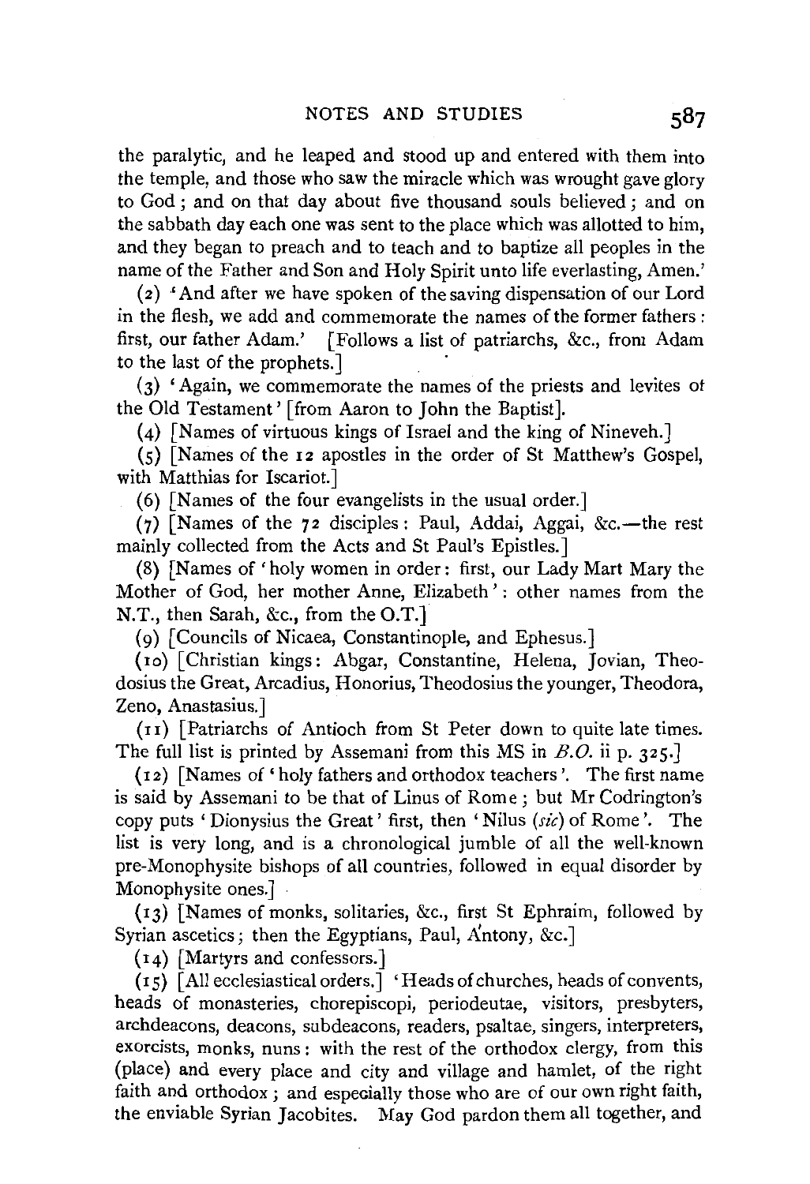the paralytic, and he leaped and stood up and entered with them into the temple, and those who saw the miracle which was wrought gave glory to God; and on that day about five thousand souls believed; and on the sabbath day each one was sent to the place which was allotted to him, and they began to preach and to teach and to baptize all peoples in the name of the Father and Son and Holy Spirit unto life everlasting, Amen.'

(2) 'And after we have spoken of the saving dispensation of our Lord in the flesh, we add and commemorate the names of the former fathers: first, our father Adam.' [Follows a list of patriarchs, &c., from Adam to the last of the prophets.]

(3) 'Again, we commemorate the names of the priests and levites of the Old Testament' [from Aaron to John the Baptist].

(4) [Names of virtuous kings of Israel and the king of Nineveh.]

(5) [Names of the 12 apostles in the order of St Matthew's Gospel, with Matthias for Iscariot.]

(6) [Names of the four evangelists in the usual order.]

(7) [Names of the 72 disciples: Paul, Addai, Aggai, &c.—the rest mainly collected from the Acts and St Paul's Epistles.]

(8) [Names of 'holy women in order: first, our Lady Mart Mary the Mother of God, her mother Anne, Elizabeth': other names from the N.T., then Sarah, &c., from the O.T.]

(9) [Councils of Nicaea, Constantinople, and Ephesus.]

(10) [Christian kings: Abgar, Constantine, Helena, Jovian, Theodosius the Great, Arcadius, Honorius, Theodosius the younger, Theodora, Zeno, Anastasius.]

(11) [Patriarchs of Antioch from St Peter down to quite late times. The full list is printed by Assemani from this MS in *B.O.* ii p. 325.]

(12) [Names of 'holy fathers and orthodox teachers'. The first name is said by Assemani to be that of Linus of Rome; but Mr Codrington's copy puts 'Dionysius the Great' first, then 'Nilus (*sic*) of Rome'. The list is very long, and is a chronological jumble of all the well-known pre-Monophysite bishops of all countries, followed in equal disorder by Monophysite ones.]

(13) [Names of monks, solitaries, &c., first St Ephraim, followed by Syrian ascetics; then the Egyptians, Paul, Antony, &c.]

(14) [Martyrs and confessors.]

(15) [All ecclesiastical orders.] 'Heads of churches, heads of convents, heads of monasteries, chorepiscopi, periodeutae, visitors, presbyters, archdeacons, deacons, subdeacons, readers, psaltae, singers, interpreters, exorcists, monks, nuns: with the rest of the orthodox clergy, from this (place) and every place and city and village and hamlet, of the right faith and orthodox; and especially those who are of our own right faith, the enviable Syrian Jacobites. May God pardon them all together, and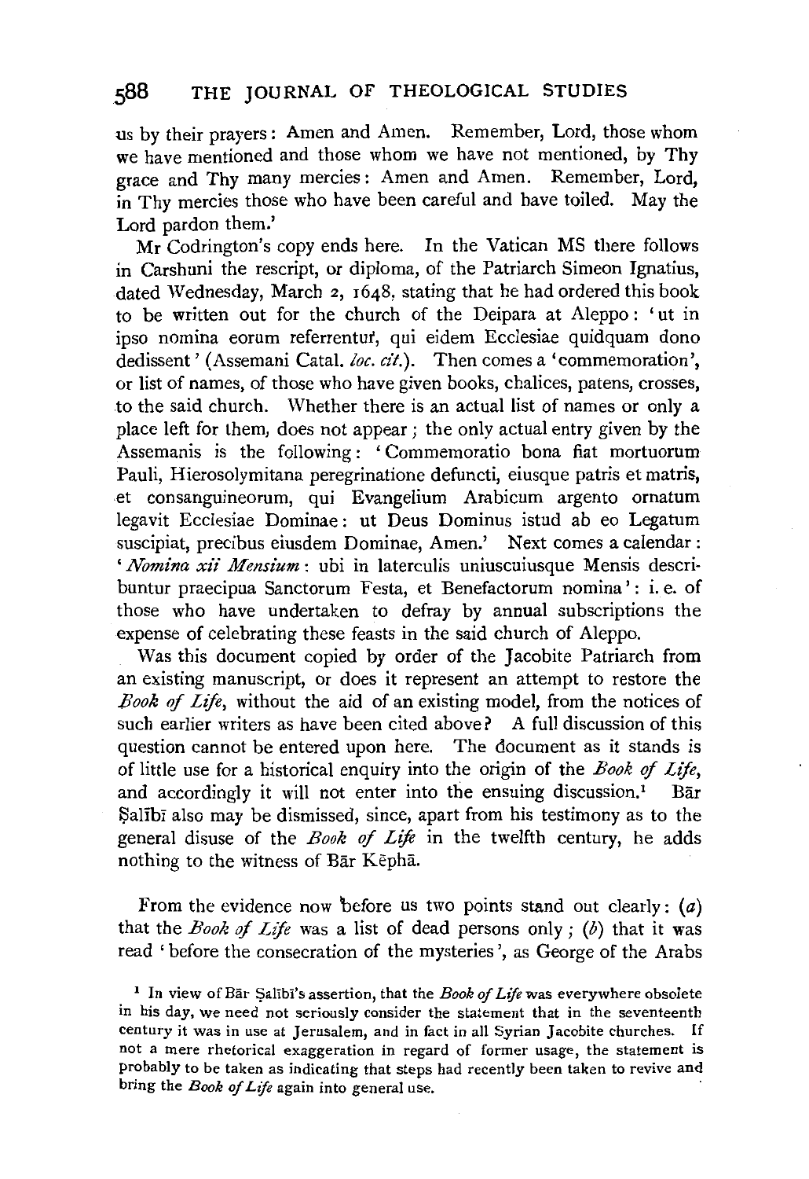us by their prayers: Amen and Amen. Remember, Lord, those whom we have mentioned and those whom we have not mentioned, by Thy grace and Thy many mercies: Amen and Amen. Remember, Lord, in Thy mercies those who have been careful and have toiled. May the Lord pardon them.'

Mr Codrington's copy ends here. In the Vatican MS there follows in Carshuni the rescript, or diploma, of the Patriarch Simeon Ignatius, dated Wednesday, March 2, 1648, stating that he had ordered this book to be written out for the church of the Deipara at Aleppo: 'ut in ipso nomina eorum referrentur, qui eidem Ecclesiae quidquam dono dedissent' (Assemani Catal. *loc. cit.*). Then comes a 'commemoration', or list of names, of those who have given books, chalices, patens, crosses, to the said church. Whether there is an actual list of names or only a place left for them, does not appear; the only actual entry given by the Assemanis is the following: 'Commemoratio bona fiat mortuorum Pauli, Hierosolymitana peregrinatione defuncti, eiusque patris et matris, et consanguineorum, qui Evangelium Arabicum argento ornatum legavit Ecclesiae Dominae: ut Deus Dominus istud ab eo Legatum suscipiat, precibus eiusdem Dominae, Amen.' Next comes a calendar: '*Nomina xii Mensium*: ubi in laterculis uniuscuiusque Mensis describuntur praecipua Sanctorum Festa, et Benefactorum nomina': i. e. of those who have undertaken to defray by annual subscriptions the expense of celebrating these feasts in the said church of Aleppo.

Was this document copied by order of the Jacobite Patriarch from an existing manuscript, or does it represent an attempt to restore the *Book of Life*, without the aid of an existing model, from the notices of such earlier writers as have been cited above? A full discussion of this question cannot be entered upon here. The document as it stands is of little use for a historical enquiry into the origin of the *Book of Life*, and accordingly it will not enter into the ensuing discussion.[1] Bār Ṣalībī also may be dismissed, since, apart from his testimony as to the general disuse of the *Book of Life* in the twelfth century, he adds nothing to the witness of Bār Kēphā.

From the evidence now before us two points stand out clearly: (*a*) that the *Book of Life* was a list of dead persons only; (*b*) that it was read 'before the consecration of the mysteries', as George of the Arabs

[1] In view of Bār Ṣalībī's assertion, that the *Book of Life* was everywhere obsolete in his day, we need not seriously consider the statement that in the seventeenth century it was in use at Jerusalem, and in fact in all Syrian Jacobite churches. If not a mere rhetorical exaggeration in regard of former usage, the statement is probably to be taken as indicating that steps had recently been taken to revive and bring the *Book of Life* again into general use.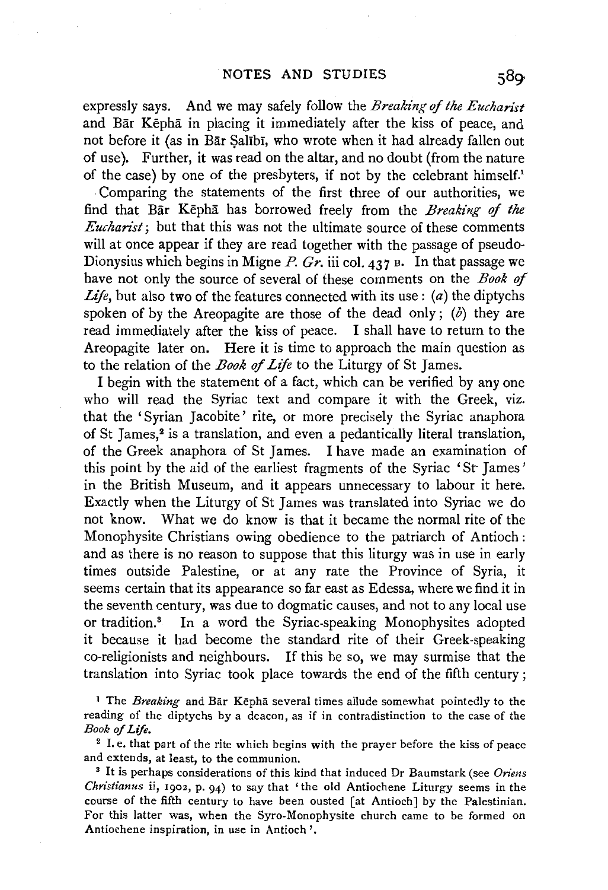expressly says. And we may safely follow the *Breaking of the Eucharist* and Bār Kēphā in placing it immediately after the kiss of peace, and not before it (as in Bār Ṣalībī, who wrote when it had already fallen out of use). Further, it was read on the altar, and no doubt (from the nature of the case) by one of the presbyters, if not by the celebrant himself.[1]

Comparing the statements of the first three of our authorities, we find that Bār Kēphā has borrowed freely from the *Breaking of the Eucharist*; but that this was not the ultimate source of these comments will at once appear if they are read together with the passage of pseudo-Dionysius which begins in Migne *P. Gr.* iii col. 437 B. In that passage we have not only the source of several of these comments on the *Book of Life*, but also two of the features connected with its use: (*a*) the diptychs spoken of by the Areopagite are those of the dead only; (*b*) they are read immediately after the kiss of peace. I shall have to return to the Areopagite later on. Here it is time to approach the main question as to the relation of the *Book of Life* to the Liturgy of St James.

I begin with the statement of a fact, which can be verified by any one who will read the Syriac text and compare it with the Greek, viz. that the 'Syrian Jacobite' rite, or more precisely the Syriac anaphora of St James,[2] is a translation, and even a pedantically literal translation, of the Greek anaphora of St James. I have made an examination of this point by the aid of the earliest fragments of the Syriac 'St James' in the British Museum, and it appears unnecessary to labour it here. Exactly when the Liturgy of St James was translated into Syriac we do not know. What we do know is that it became the normal rite of the Monophysite Christians owing obedience to the patriarch of Antioch: and as there is no reason to suppose that this liturgy was in use in early times outside Palestine, or at any rate the Province of Syria, it seems certain that its appearance so far east as Edessa, where we find it in the seventh century, was due to dogmatic causes, and not to any local use or tradition.[3] In a word the Syriac-speaking Monophysites adopted it because it had become the standard rite of their Greek-speaking co-religionists and neighbours. If this be so, we may surmise that the translation into Syriac took place towards the end of the fifth century;

[1] The *Breaking* and Bār Kēphā several times allude somewhat pointedly to the reading of the diptychs by a deacon, as if in contradistinction to the case of the *Book of Life*.

[2] I. e. that part of the rite which begins with the prayer before the kiss of peace and extends, at least, to the communion.

[3] It is perhaps considerations of this kind that induced Dr Baumstark (see *Oriens Christianus* ii, 1902, p. 94) to say that 'the old Antiochene Liturgy seems in the course of the fifth century to have been ousted [at Antioch] by the Palestinian. For this latter was, when the Syro-Monophysite church came to be formed on Antiochene inspiration, in use in Antioch'.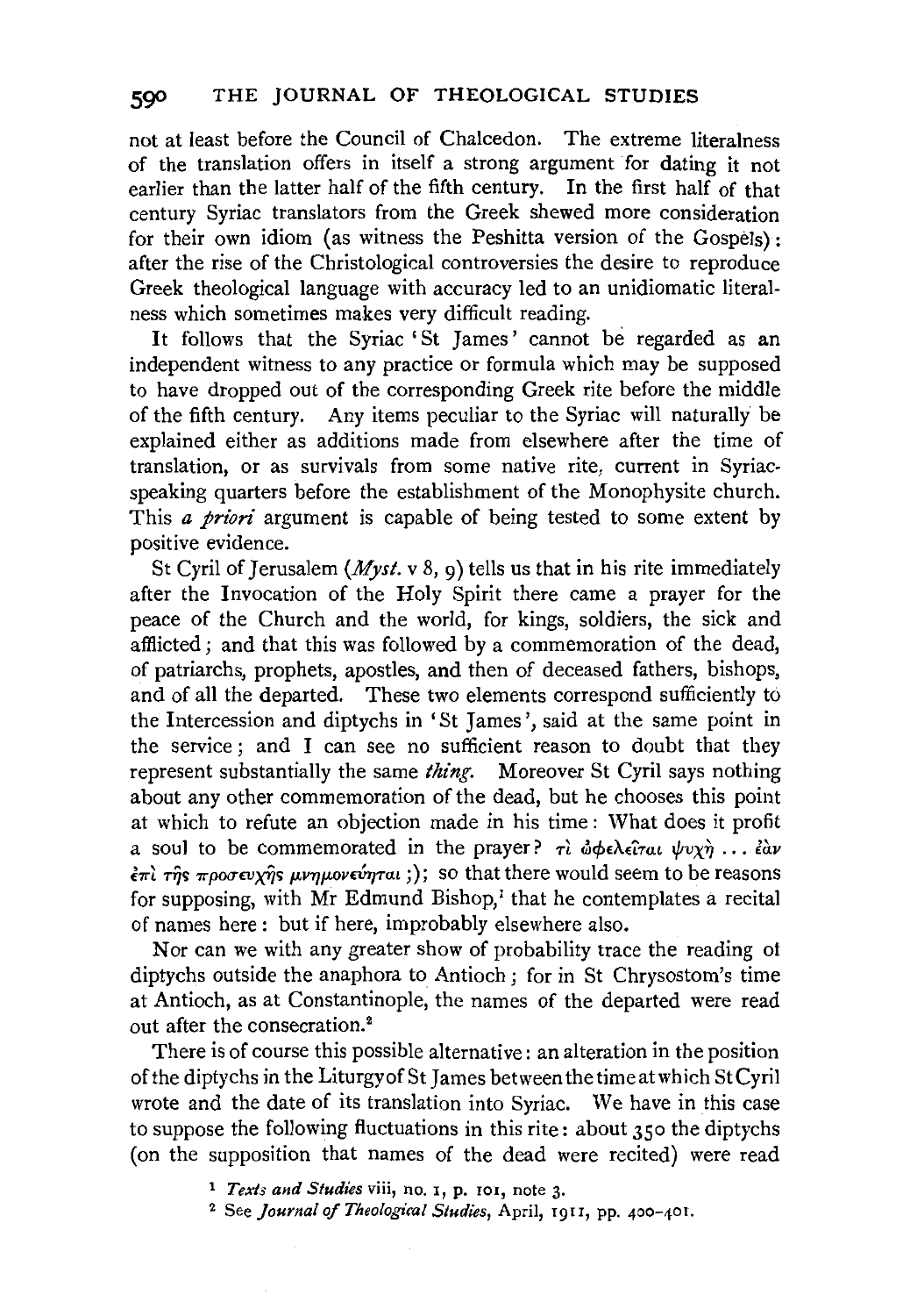not at least before the Council of Chalcedon. The extreme literalness of the translation offers in itself a strong argument for dating it not earlier than the latter half of the fifth century. In the first half of that century Syriac translators from the Greek shewed more consideration for their own idiom (as witness the Peshitta version of the Gospels): after the rise of the Christological controversies the desire to reproduce Greek theological language with accuracy led to an unidiomatic literalness which sometimes makes very difficult reading.

It follows that the Syriac 'St James' cannot be regarded as an independent witness to any practice or formula which may be supposed to have dropped out of the corresponding Greek rite before the middle of the fifth century. Any items peculiar to the Syriac will naturally be explained either as additions made from elsewhere after the time of translation, or as survivals from some native rite, current in Syriac-speaking quarters before the establishment of the Monophysite church. This *a priori* argument is capable of being tested to some extent by positive evidence.

St Cyril of Jerusalem (*Myst.* v 8, 9) tells us that in his rite immediately after the Invocation of the Holy Spirit there came a prayer for the peace of the Church and the world, for kings, soldiers, the sick and afflicted; and that this was followed by a commemoration of the dead, of patriarchs, prophets, apostles, and then of deceased fathers, bishops, and of all the departed. These two elements correspond sufficiently to the Intercession and diptychs in 'St James', said at the same point in the service; and I can see no sufficient reason to doubt that they represent substantially the same *thing*. Moreover St Cyril says nothing about any other commemoration of the dead, but he chooses this point at which to refute an objection made in his time: What does it profit a soul to be commemorated in the prayer? τί ὠφελεῖται ψυχὴ ... ἐὰν ἐπὶ τῆς προσευχῆς μνημονεύηται;); so that there would seem to be reasons for supposing, with Mr Edmund Bishop,[1] that he contemplates a recital of names here: but if here, improbably elsewhere also.

Nor can we with any greater show of probability trace the reading of diptychs outside the anaphora to Antioch; for in St Chrysostom's time at Antioch, as at Constantinople, the names of the departed were read out after the consecration.[2]

There is of course this possible alternative: an alteration in the position of the diptychs in the Liturgy of St James between the time at which St Cyril wrote and the date of its translation into Syriac. We have in this case to suppose the following fluctuations in this rite: about 350 the diptychs (on the supposition that names of the dead were recited) were read

[1] *Texts and Studies* viii, no. 1, p. 101, note 3.

[2] See *Journal of Theological Studies*, April, 1911, pp. 400-401.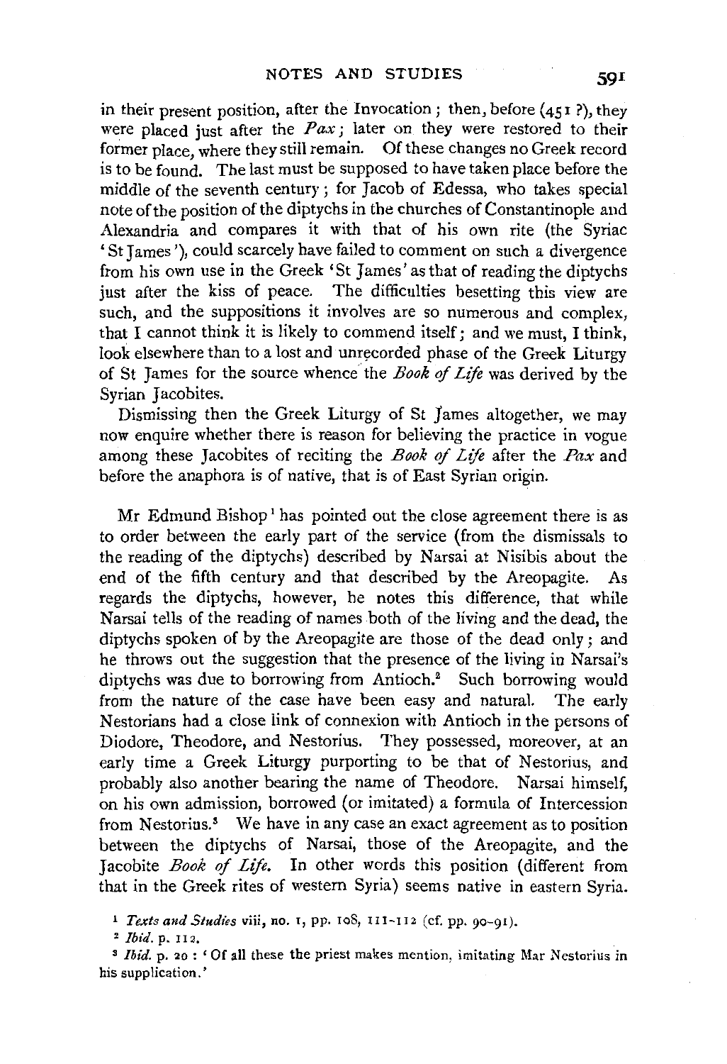in their present position, after the Invocation; then, before (451 ?), they were placed just after the *Pax*; later on they were restored to their former place, where they still remain. Of these changes no Greek record is to be found. The last must be supposed to have taken place before the middle of the seventh century; for Jacob of Edessa, who takes special note of the position of the diptychs in the churches of Constantinople and Alexandria and compares it with that of his own rite (the Syriac 'St James'), could scarcely have failed to comment on such a divergence from his own use in the Greek 'St James' as that of reading the diptychs just after the kiss of peace. The difficulties besetting this view are such, and the suppositions it involves are so numerous and complex, that I cannot think it is likely to commend itself; and we must, I think, look elsewhere than to a lost and unrecorded phase of the Greek Liturgy of St James for the source whence the *Book of Life* was derived by the Syrian Jacobites.

Dismissing then the Greek Liturgy of St James altogether, we may now enquire whether there is reason for believing the practice in vogue among these Jacobites of reciting the *Book of Life* after the *Pax* and before the anaphora is of native, that is of East Syrian origin.

Mr Edmund Bishop[1] has pointed out the close agreement there is as to order between the early part of the service (from the dismissals to the reading of the diptychs) described by Narsai at Nisibis about the end of the fifth century and that described by the Areopagite. As regards the diptychs, however, he notes this difference, that while Narsai tells of the reading of names both of the living and the dead, the diptychs spoken of by the Areopagite are those of the dead only; and he throws out the suggestion that the presence of the living in Narsai's diptychs was due to borrowing from Antioch.[2] Such borrowing would from the nature of the case have been easy and natural. The early Nestorians had a close link of connexion with Antioch in the persons of Diodore, Theodore, and Nestorius. They possessed, moreover, at an early time a Greek Liturgy purporting to be that of Nestorius, and probably also another bearing the name of Theodore. Narsai himself, on his own admission, borrowed (or imitated) a formula of Intercession from Nestorius.[3] We have in any case an exact agreement as to position between the diptychs of Narsai, those of the Areopagite, and the Jacobite *Book of Life*. In other words this position (different from that in the Greek rites of western Syria) seems native in eastern Syria.

[1] *Texts and Studies* viii, no. 1, pp. 108, 111-112 (cf. pp. 90-91).

[2] *Ibid.* p. 112.

[3] *Ibid.* p. 20 : 'Of all these the priest makes mention, imitating Mar Nestorius in his supplication.'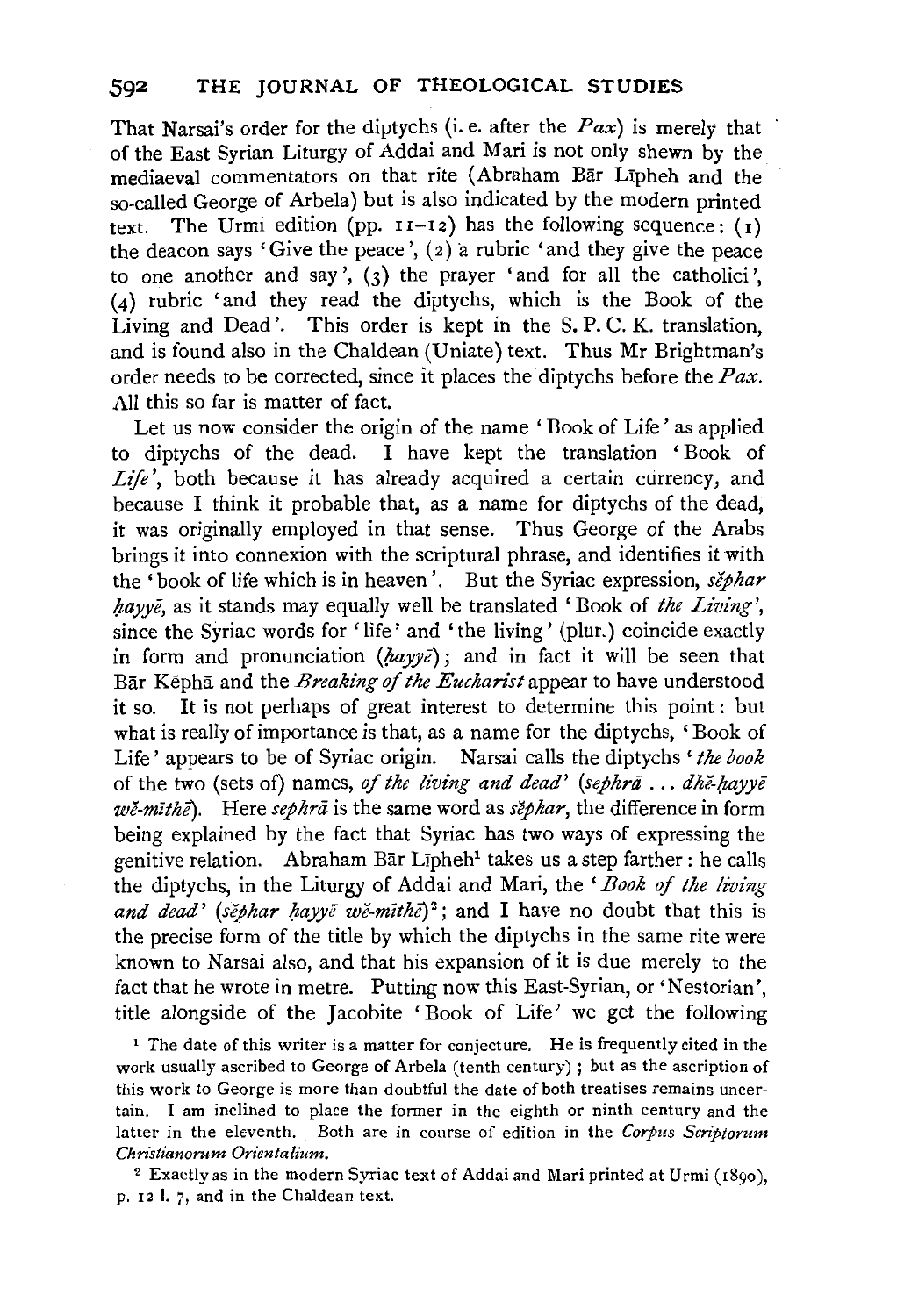That Narsai's order for the diptychs (i. e. after the *Pax*) is merely that of the East Syrian Liturgy of Addai and Mari is not only shewn by the mediaeval commentators on that rite (Abraham Bār Līpheh and the so-called George of Arbela) but is also indicated by the modern printed text. The Urmi edition (pp. 11–12) has the following sequence: (1) the deacon says 'Give the peace', (2) a rubric 'and they give the peace to one another and say', (3) the prayer 'and for all the catholici', (4) rubric 'and they read the diptychs, which is the Book of the Living and Dead'. This order is kept in the S. P. C. K. translation, and is found also in the Chaldean (Uniate) text. Thus Mr Brightman's order needs to be corrected, since it places the diptychs before the *Pax*. All this so far is matter of fact.

Let us now consider the origin of the name 'Book of Life' as applied to diptychs of the dead. I have kept the translation 'Book of *Life*', both because it has already acquired a certain currency, and because I think it probable that, as a name for diptychs of the dead, it was originally employed in that sense. Thus George of the Arabs brings it into connexion with the scriptural phrase, and identifies it with the 'book of life which is in heaven'. But the Syriac expression, *sĕphar ḥayyē*, as it stands may equally well be translated 'Book of *the Living*', since the Syriac words for 'life' and 'the living' (plur.) coincide exactly in form and pronunciation (*ḥayyē*); and in fact it will be seen that Bār Kēphā and the *Breaking of the Eucharist* appear to have understood it so. It is not perhaps of great interest to determine this point: but what is really of importance is that, as a name for the diptychs, 'Book of Life' appears to be of Syriac origin. Narsai calls the diptychs '*the book* of the two (sets of) names, *of the living and dead*' (*sephrā ... dhĕ-ḥayyē wĕ-mīthē*). Here *sephrā* is the same word as *sĕphar*, the difference in form being explained by the fact that Syriac has two ways of expressing the genitive relation. Abraham Bār Līpheh[1] takes us a step farther: he calls the diptychs, in the Liturgy of Addai and Mari, the '*Book of the living and dead*' (*sĕphar ḥayyē wĕ-mīthē*)[2]; and I have no doubt that this is the precise form of the title by which the diptychs in the same rite were known to Narsai also, and that his expansion of it is due merely to the fact that he wrote in metre. Putting now this East-Syrian, or 'Nestorian', title alongside of the Jacobite 'Book of Life' we get the following

[1] The date of this writer is a matter for conjecture. He is frequently cited in the work usually ascribed to George of Arbela (tenth century); but as the ascription of this work to George is more than doubtful the date of both treatises remains uncertain. I am inclined to place the former in the eighth or ninth century and the latter in the eleventh. Both are in course of edition in the *Corpus Scriptorum Christianorum Orientalium*.

[2] Exactly as in the modern Syriac text of Addai and Mari printed at Urmi (1890), p. 12 l. 7, and in the Chaldean text.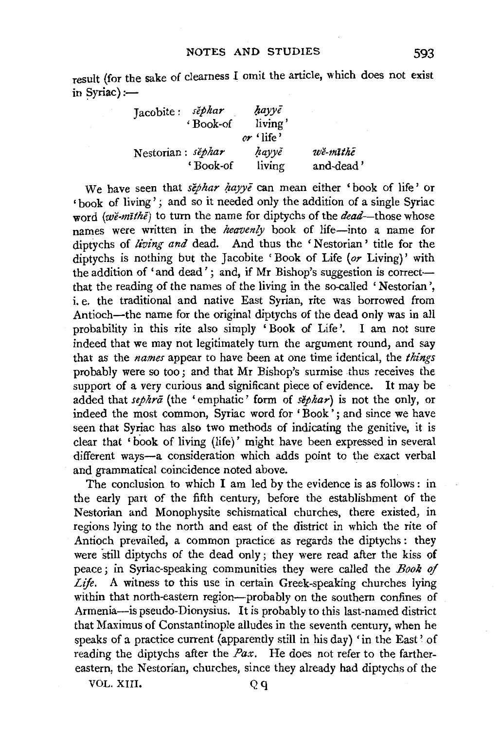result (for the sake of clearness I omit the article, which does not exist in Syriac):—

| | | | |
|---|---|---|---|
| Jacobite: | *sĕphar* | *ḥayyē* | |
| | 'Book-of | living' | |
| | | *or* 'life' | |
| Nestorian: | *sĕphar* | *ḥayyē* | *wĕ-mīthē* |
| | 'Book-of | living | and-dead' |

We have seen that *sĕphar ḥayyē* can mean either 'book of life' or 'book of living'; and so it needed only the addition of a single Syriac word (*wĕ-mīthē*) to turn the name for diptychs of the *dead*—those whose names were written in the *heavenly* book of life—into a name for diptychs of *living and* dead. And thus the 'Nestorian' title for the diptychs is nothing but the Jacobite 'Book of Life (*or* Living)' with the addition of 'and dead'; and, if Mr Bishop's suggestion is correct—that the reading of the names of the living in the so-called 'Nestorian', i.e. the traditional and native East Syrian, rite was borrowed from Antioch—the name for the original diptychs of the dead only was in all probability in this rite also simply 'Book of Life'. I am not sure indeed that we may not legitimately turn the argument round, and say that as the *names* appear to have been at one time identical, the *things* probably were so too; and that Mr Bishop's surmise thus receives the support of a very curious and significant piece of evidence. It may be added that *sephrā* (the 'emphatic' form of *sĕphar*) is not the only, or indeed the most common, Syriac word for 'Book'; and since we have seen that Syriac has also two methods of indicating the genitive, it is clear that 'book of living (life)' might have been expressed in several different ways—a consideration which adds point to the exact verbal and grammatical coincidence noted above.

The conclusion to which I am led by the evidence is as follows: in the early part of the fifth century, before the establishment of the Nestorian and Monophysite schismatical churches, there existed, in regions lying to the north and east of the district in which the rite of Antioch prevailed, a common practice as regards the diptychs: they were still diptychs of the dead only; they were read after the kiss of peace; in Syriac-speaking communities they were called the *Book of Life*. A witness to this use in certain Greek-speaking churches lying within that north-eastern region—probably on the southern confines of Armenia—is pseudo-Dionysius. It is probably to this last-named district that Maximus of Constantinople alludes in the seventh century, when he speaks of a practice current (apparently still in his day) 'in the East' of reading the diptychs after the *Pax*. He does not refer to the farther-eastern, the Nestorian, churches, since they already had diptychs of the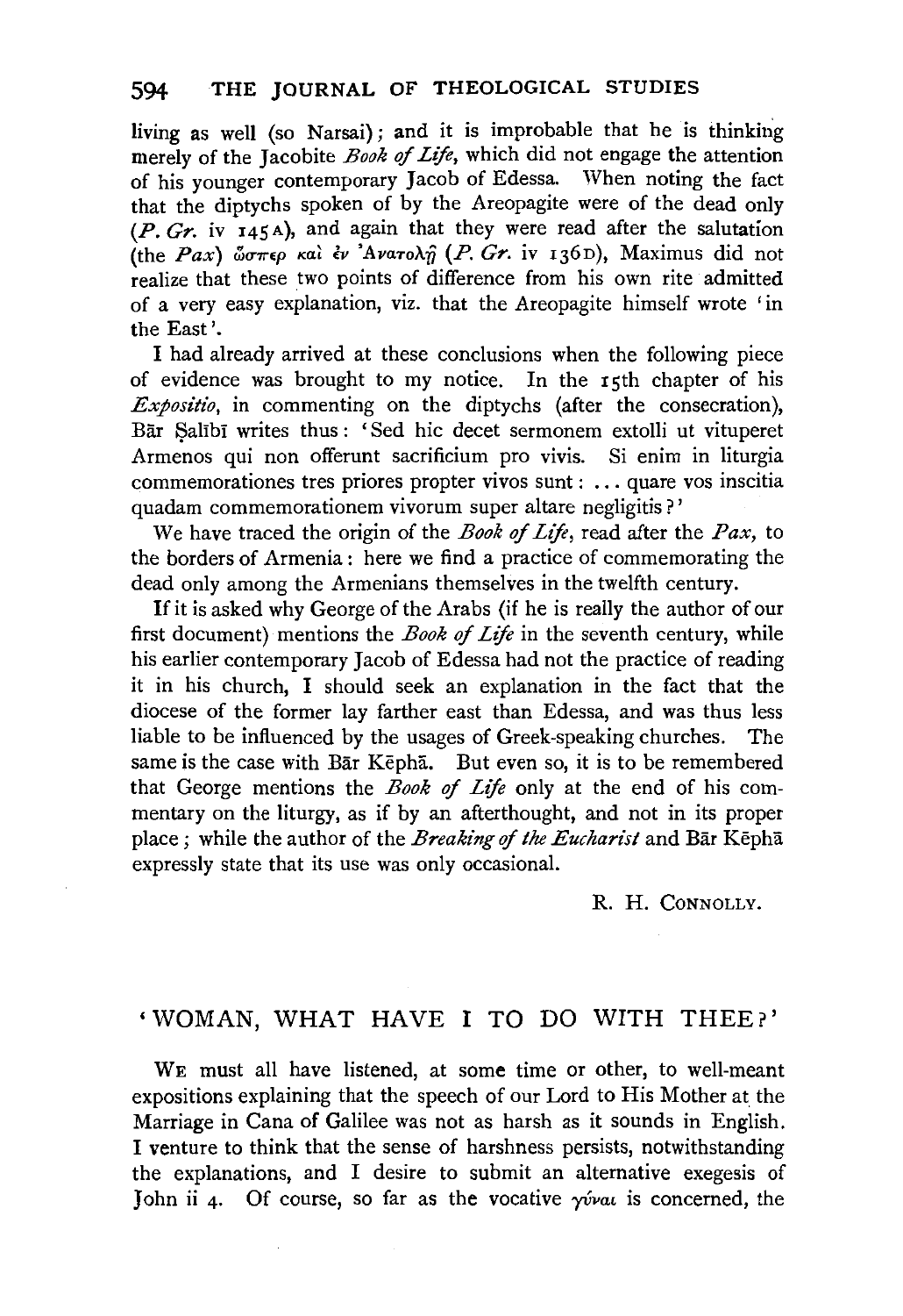living as well (so Narsai); and it is improbable that he is thinking merely of the Jacobite *Book of Life*, which did not engage the attention of his younger contemporary Jacob of Edessa. When noting the fact that the diptychs spoken of by the Areopagite were of the dead only (*P. Gr.* iv 145 A), and again that they were read after the salutation (the *Pax*) ὥσπερ καὶ ἐν Ἀνατολῇ (*P. Gr.* iv 136 D), Maximus did not realize that these two points of difference from his own rite admitted of a very easy explanation, viz. that the Areopagite himself wrote 'in the East'.

I had already arrived at these conclusions when the following piece of evidence was brought to my notice. In the 15th chapter of his *Expositio*, in commenting on the diptychs (after the consecration), Bār Ṣalībī writes thus: 'Sed hic decet sermonem extolli ut vituperet Armenos qui non offerunt sacrificium pro vivis. Si enim in liturgia commemorationes tres priores propter vivos sunt: ... quare vos inscitia quadam commemorationem vivorum super altare negligitis?'

We have traced the origin of the *Book of Life*, read after the *Pax*, to the borders of Armenia: here we find a practice of commemorating the dead only among the Armenians themselves in the twelfth century.

If it is asked why George of the Arabs (if he is really the author of our first document) mentions the *Book of Life* in the seventh century, while his earlier contemporary Jacob of Edessa had not the practice of reading it in his church, I should seek an explanation in the fact that the diocese of the former lay farther east than Edessa, and was thus less liable to be influenced by the usages of Greek-speaking churches. The same is the case with Bār Kēphā. But even so, it is to be remembered that George mentions the *Book of Life* only at the end of his commentary on the liturgy, as if by an afterthought, and not in its proper place; while the author of the *Breaking of the Eucharist* and Bār Kēphā expressly state that its use was only occasional.

R. H. CONNOLLY.

## 'WOMAN, WHAT HAVE I TO DO WITH THEE?'

WE must all have listened, at some time or other, to well-meant expositions explaining that the speech of our Lord to His Mother at the Marriage in Cana of Galilee was not as harsh as it sounds in English. I venture to think that the sense of harshness persists, notwithstanding the explanations, and I desire to submit an alternative exegesis of John ii 4. Of course, so far as the vocative γύναι is concerned, the